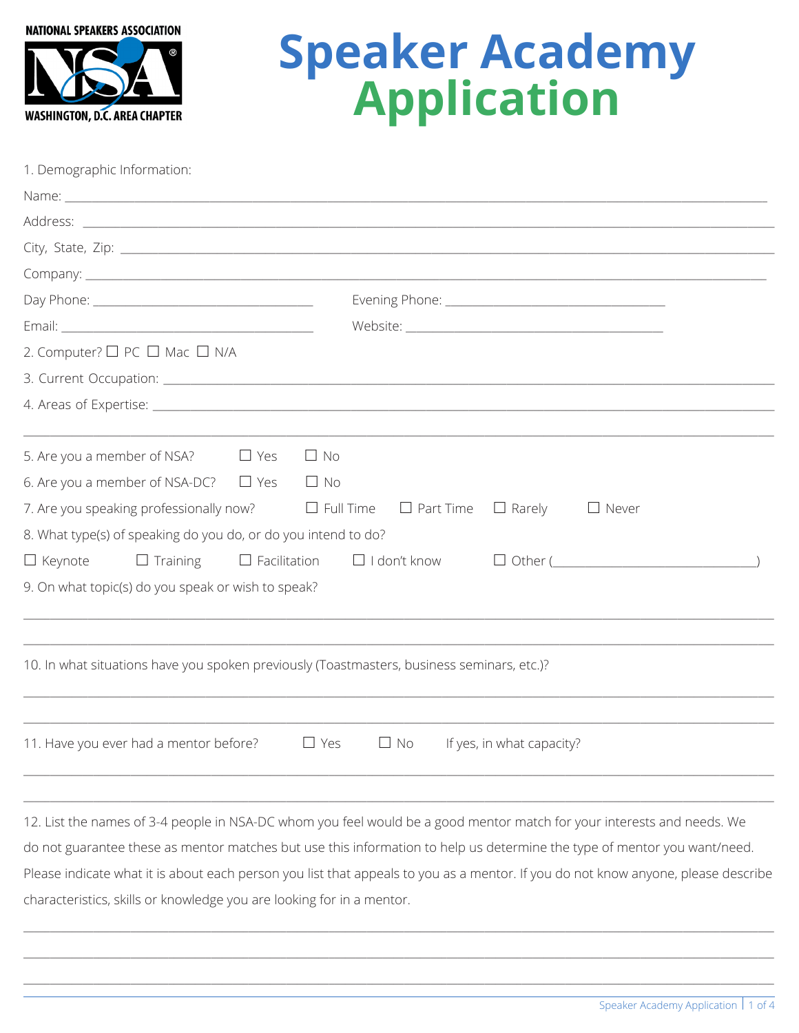NATIONAL SPEAKERS ASSOCIATION
WASHINGTON, D.C. AREA CHAPTER

# Speaker Academy Application

1. Demographic Information:

Name: ______________________________________________

Address: ______________________________________________

City, State, Zip: ______________________________________________

Company: ______________________________________________

Day Phone: ______________________ Evening Phone: ______________________

Email: ______________________ Website: ______________________

2. Computer? ☐ PC ☐ Mac ☐ N/A

3. Current Occupation: ______________________________________________

4. Areas of Expertise: ______________________________________________

______________________________________________

5. Are you a member of NSA? ☐ Yes ☐ No

6. Are you a member of NSA-DC? ☐ Yes ☐ No

7. Are you speaking professionally now? ☐ Full Time ☐ Part Time ☐ Rarely ☐ Never

8. What type(s) of speaking do you do, or do you intend to do?

☐ Keynote ☐ Training ☐ Facilitation ☐ I don't know ☐ Other (______________________)

9. On what topic(s) do you speak or wish to speak?

______________________________________________

______________________________________________

10. In what situations have you spoken previously (Toastmasters, business seminars, etc.)?

______________________________________________

______________________________________________

11. Have you ever had a mentor before? ☐ Yes ☐ No If yes, in what capacity?

______________________________________________

______________________________________________

12. List the names of 3-4 people in NSA-DC whom you feel would be a good mentor match for your interests and needs. We do not guarantee these as mentor matches but use this information to help us determine the type of mentor you want/need. Please indicate what it is about each person you list that appeals to you as a mentor. If you do not know anyone, please describe characteristics, skills or knowledge you are looking for in a mentor.

______________________________________________

______________________________________________

______________________________________________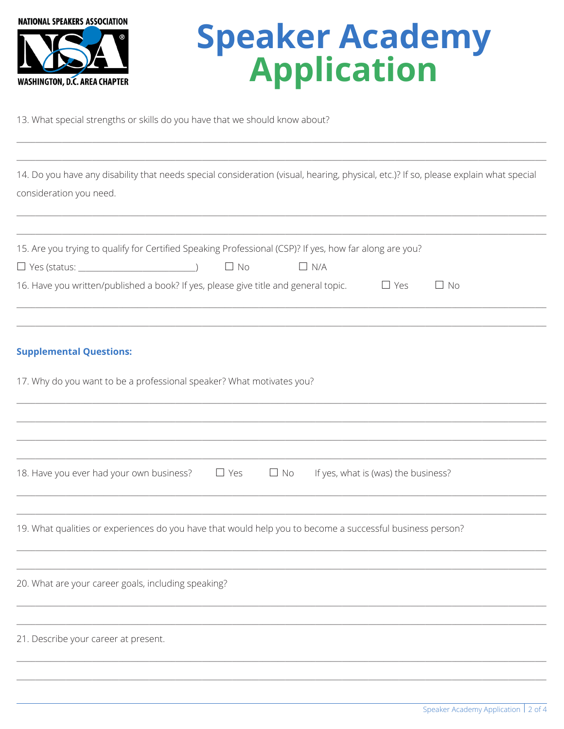NATIONAL SPEAKERS ASSOCIATION
WASHINGTON, D.C. AREA CHAPTER

# Speaker Academy Application

13. What special strengths or skills do you have that we should know about?

______________________________________________________________________________

______________________________________________________________________________

14. Do you have any disability that needs special consideration (visual, hearing, physical, etc.)? If so, please explain what special consideration you need.

______________________________________________________________________________

______________________________________________________________________________

15. Are you trying to qualify for Certified Speaking Professional (CSP)? If yes, how far along are you?

☐ Yes (status: __________________________) ☐ No ☐ N/A

16. Have you written/published a book? If yes, please give title and general topic. ☐ Yes ☐ No

______________________________________________________________________________

______________________________________________________________________________

**Supplemental Questions:**

17. Why do you want to be a professional speaker? What motivates you?

______________________________________________________________________________

______________________________________________________________________________

______________________________________________________________________________

______________________________________________________________________________

18. Have you ever had your own business? ☐ Yes ☐ No If yes, what is (was) the business?

______________________________________________________________________________

______________________________________________________________________________

19. What qualities or experiences do you have that would help you to become a successful business person?

______________________________________________________________________________

______________________________________________________________________________

20. What are your career goals, including speaking?

______________________________________________________________________________

______________________________________________________________________________

21. Describe your career at present.

______________________________________________________________________________

______________________________________________________________________________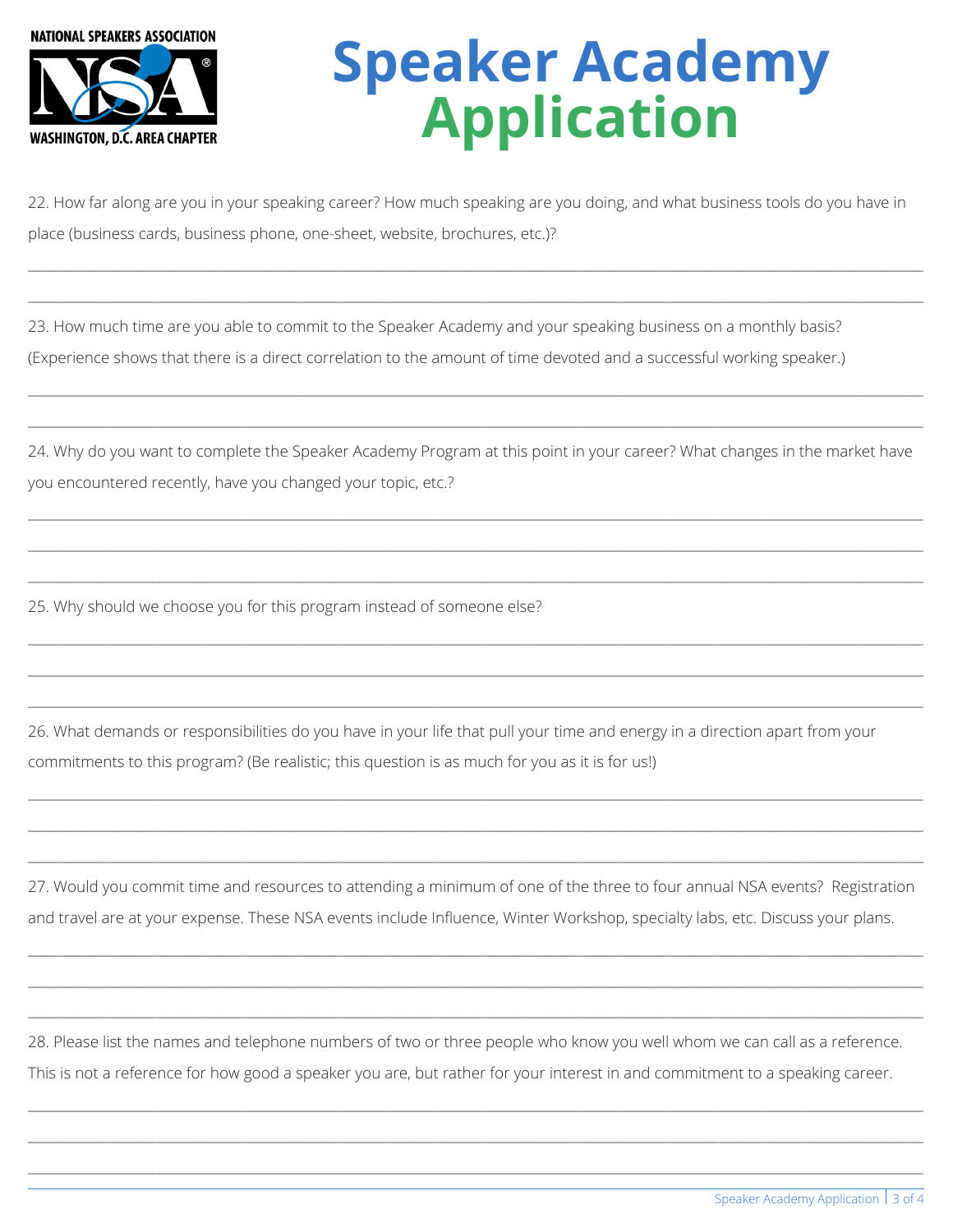NATIONAL SPEAKERS ASSOCIATION

WASHINGTON, D.C. AREA CHAPTER

# Speaker Academy Application

22. How far along are you in your speaking career? How much speaking are you doing, and what business tools do you have in place (business cards, business phone, one-sheet, website, brochures, etc.)?

23. How much time are you able to commit to the Speaker Academy and your speaking business on a monthly basis? (Experience shows that there is a direct correlation to the amount of time devoted and a successful working speaker.)

24. Why do you want to complete the Speaker Academy Program at this point in your career? What changes in the market have you encountered recently, have you changed your topic, etc.?

25. Why should we choose you for this program instead of someone else?

26. What demands or responsibilities do you have in your life that pull your time and energy in a direction apart from your commitments to this program? (Be realistic; this question is as much for you as it is for us!)

27. Would you commit time and resources to attending a minimum of one of the three to four annual NSA events? Registration and travel are at your expense. These NSA events include Influence, Winter Workshop, specialty labs, etc. Discuss your plans.

28. Please list the names and telephone numbers of two or three people who know you well whom we can call as a reference. This is not a reference for how good a speaker you are, but rather for your interest in and commitment to a speaking career.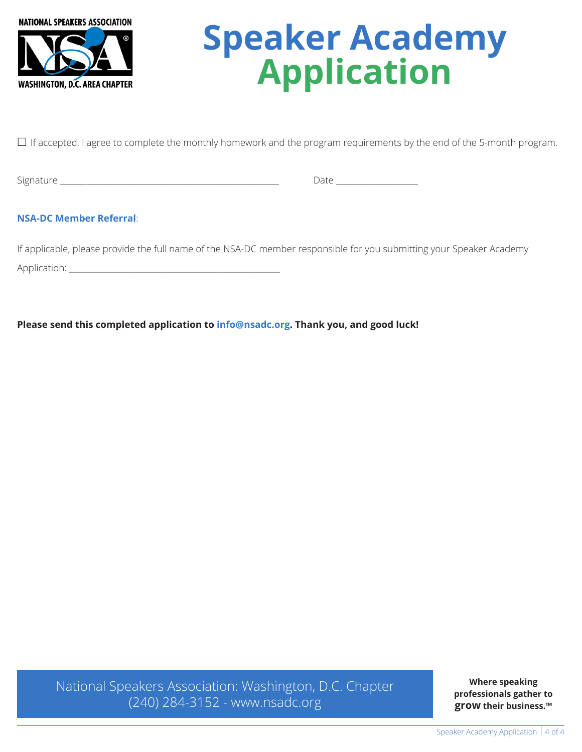NATIONAL SPEAKERS ASSOCIATION
WASHINGTON, D.C. AREA CHAPTER

# Speaker Academy Application

☐ If accepted, I agree to complete the monthly homework and the program requirements by the end of the 5-month program.

Signature ______________________________________________ Date __________________

**NSA-DC Member Referral**:

If applicable, please provide the full name of the NSA-DC member responsible for you submitting your Speaker Academy Application: ______________________________________________

**Please send this completed application to info@nsadc.org. Thank you, and good luck!**

National Speakers Association: Washington, D.C. Chapter
(240) 284-3152 - www.nsadc.org

**Where speaking professionals gather to grow their business.™**